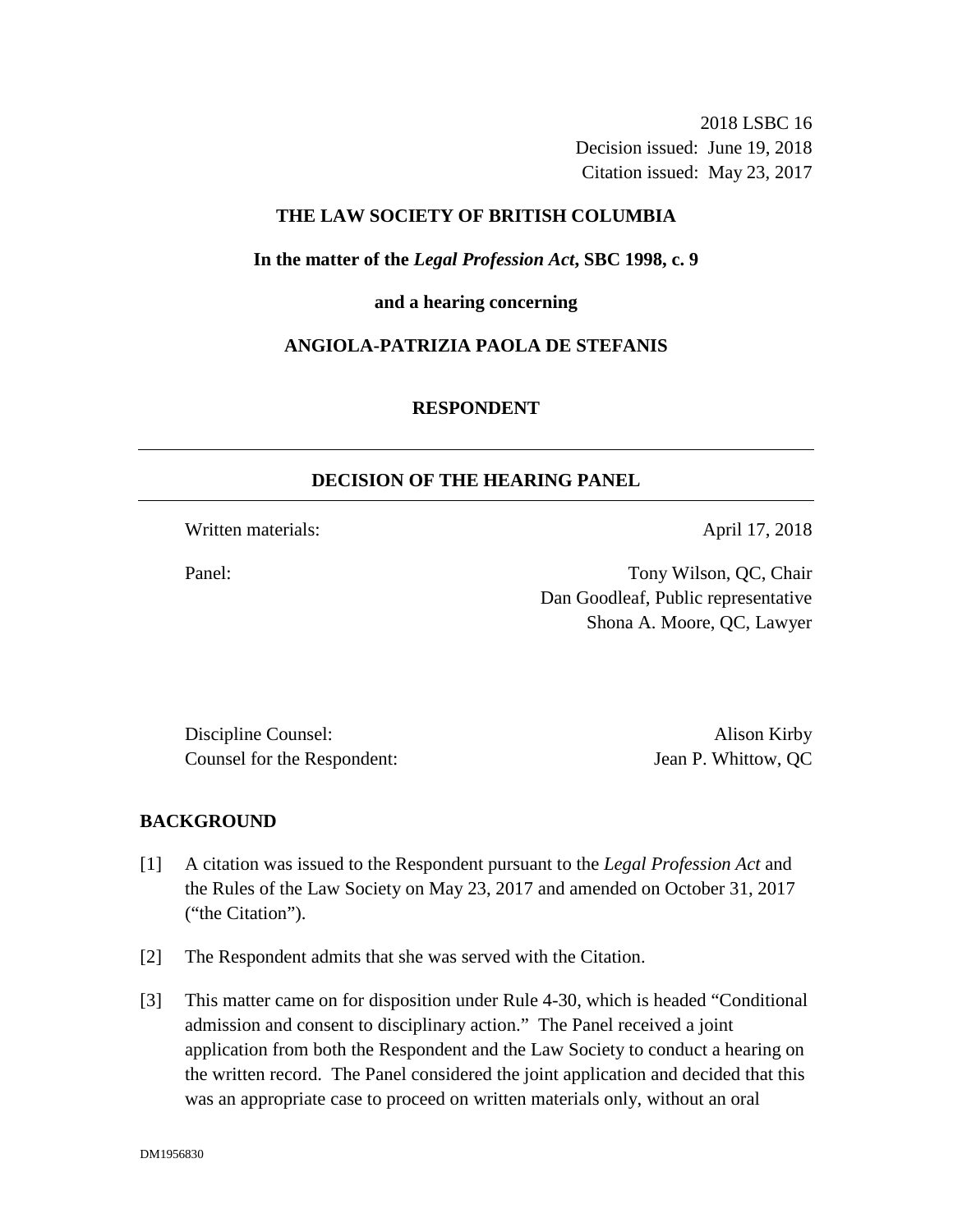2018 LSBC 16
Decision issued: June 19, 2018
Citation issued: May 23, 2017

**THE LAW SOCIETY OF BRITISH COLUMBIA**

**In the matter of the *Legal Profession Act*, SBC 1998, c. 9**

**and a hearing concerning**

**ANGIOLA-PATRIZIA PAOLA DE STEFANIS**

**RESPONDENT**

---

## DECISION OF THE HEARING PANEL

---

Written materials: April 17, 2018

Panel: Tony Wilson, QC, Chair
Dan Goodleaf, Public representative
Shona A. Moore, QC, Lawyer

Discipline Counsel: Alison Kirby
Counsel for the Respondent: Jean P. Whittow, QC

## BACKGROUND

[1] A citation was issued to the Respondent pursuant to the *Legal Profession Act* and the Rules of the Law Society on May 23, 2017 and amended on October 31, 2017 ("the Citation").

[2] The Respondent admits that she was served with the Citation.

[3] This matter came on for disposition under Rule 4-30, which is headed "Conditional admission and consent to disciplinary action." The Panel received a joint application from both the Respondent and the Law Society to conduct a hearing on the written record. The Panel considered the joint application and decided that this was an appropriate case to proceed on written materials only, without an oral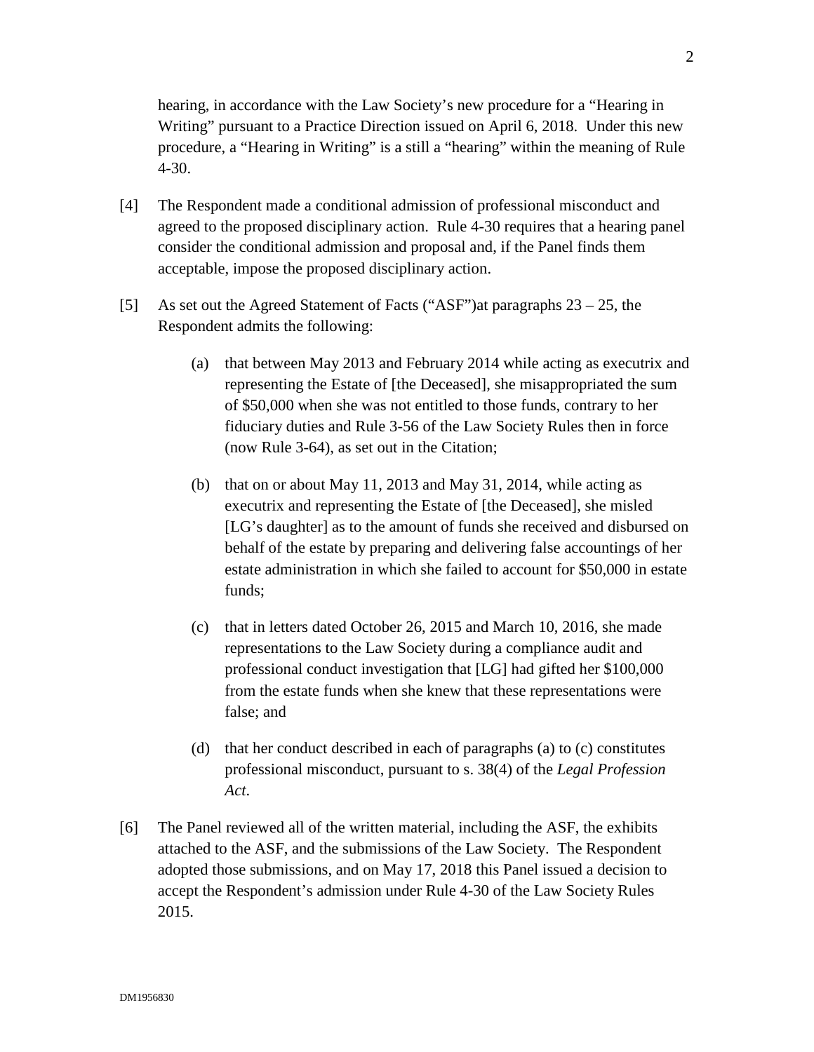hearing, in accordance with the Law Society's new procedure for a "Hearing in Writing" pursuant to a Practice Direction issued on April 6, 2018. Under this new procedure, a "Hearing in Writing" is a still a "hearing" within the meaning of Rule 4-30.

[4] The Respondent made a conditional admission of professional misconduct and agreed to the proposed disciplinary action. Rule 4-30 requires that a hearing panel consider the conditional admission and proposal and, if the Panel finds them acceptable, impose the proposed disciplinary action.

[5] As set out the Agreed Statement of Facts ("ASF")at paragraphs 23 – 25, the Respondent admits the following:

(a) that between May 2013 and February 2014 while acting as executrix and representing the Estate of [the Deceased], she misappropriated the sum of $50,000 when she was not entitled to those funds, contrary to her fiduciary duties and Rule 3-56 of the Law Society Rules then in force (now Rule 3-64), as set out in the Citation;

(b) that on or about May 11, 2013 and May 31, 2014, while acting as executrix and representing the Estate of [the Deceased], she misled [LG's daughter] as to the amount of funds she received and disbursed on behalf of the estate by preparing and delivering false accountings of her estate administration in which she failed to account for $50,000 in estate funds;

(c) that in letters dated October 26, 2015 and March 10, 2016, she made representations to the Law Society during a compliance audit and professional conduct investigation that [LG] had gifted her $100,000 from the estate funds when she knew that these representations were false; and

(d) that her conduct described in each of paragraphs (a) to (c) constitutes professional misconduct, pursuant to s. 38(4) of the *Legal Profession Act*.

[6] The Panel reviewed all of the written material, including the ASF, the exhibits attached to the ASF, and the submissions of the Law Society. The Respondent adopted those submissions, and on May 17, 2018 this Panel issued a decision to accept the Respondent's admission under Rule 4-30 of the Law Society Rules 2015.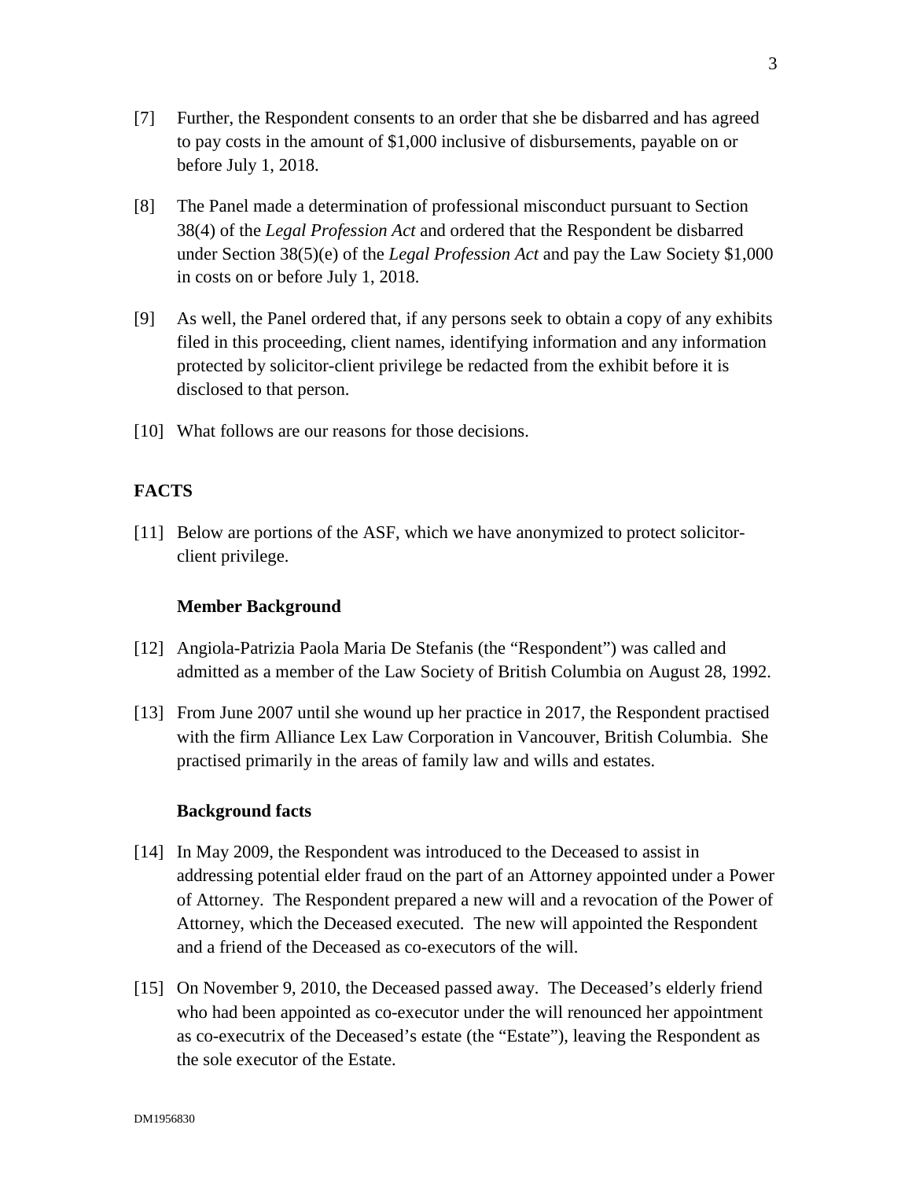[7] Further, the Respondent consents to an order that she be disbarred and has agreed to pay costs in the amount of $1,000 inclusive of disbursements, payable on or before July 1, 2018.

[8] The Panel made a determination of professional misconduct pursuant to Section 38(4) of the *Legal Profession Act* and ordered that the Respondent be disbarred under Section 38(5)(e) of the *Legal Profession Act* and pay the Law Society $1,000 in costs on or before July 1, 2018.

[9] As well, the Panel ordered that, if any persons seek to obtain a copy of any exhibits filed in this proceeding, client names, identifying information and any information protected by solicitor-client privilege be redacted from the exhibit before it is disclosed to that person.

[10] What follows are our reasons for those decisions.

## FACTS

[11] Below are portions of the ASF, which we have anonymized to protect solicitor-client privilege.

### Member Background

[12] Angiola-Patrizia Paola Maria De Stefanis (the "Respondent") was called and admitted as a member of the Law Society of British Columbia on August 28, 1992.

[13] From June 2007 until she wound up her practice in 2017, the Respondent practised with the firm Alliance Lex Law Corporation in Vancouver, British Columbia. She practised primarily in the areas of family law and wills and estates.

### Background facts

[14] In May 2009, the Respondent was introduced to the Deceased to assist in addressing potential elder fraud on the part of an Attorney appointed under a Power of Attorney. The Respondent prepared a new will and a revocation of the Power of Attorney, which the Deceased executed. The new will appointed the Respondent and a friend of the Deceased as co-executors of the will.

[15] On November 9, 2010, the Deceased passed away. The Deceased's elderly friend who had been appointed as co-executor under the will renounced her appointment as co-executrix of the Deceased's estate (the "Estate"), leaving the Respondent as the sole executor of the Estate.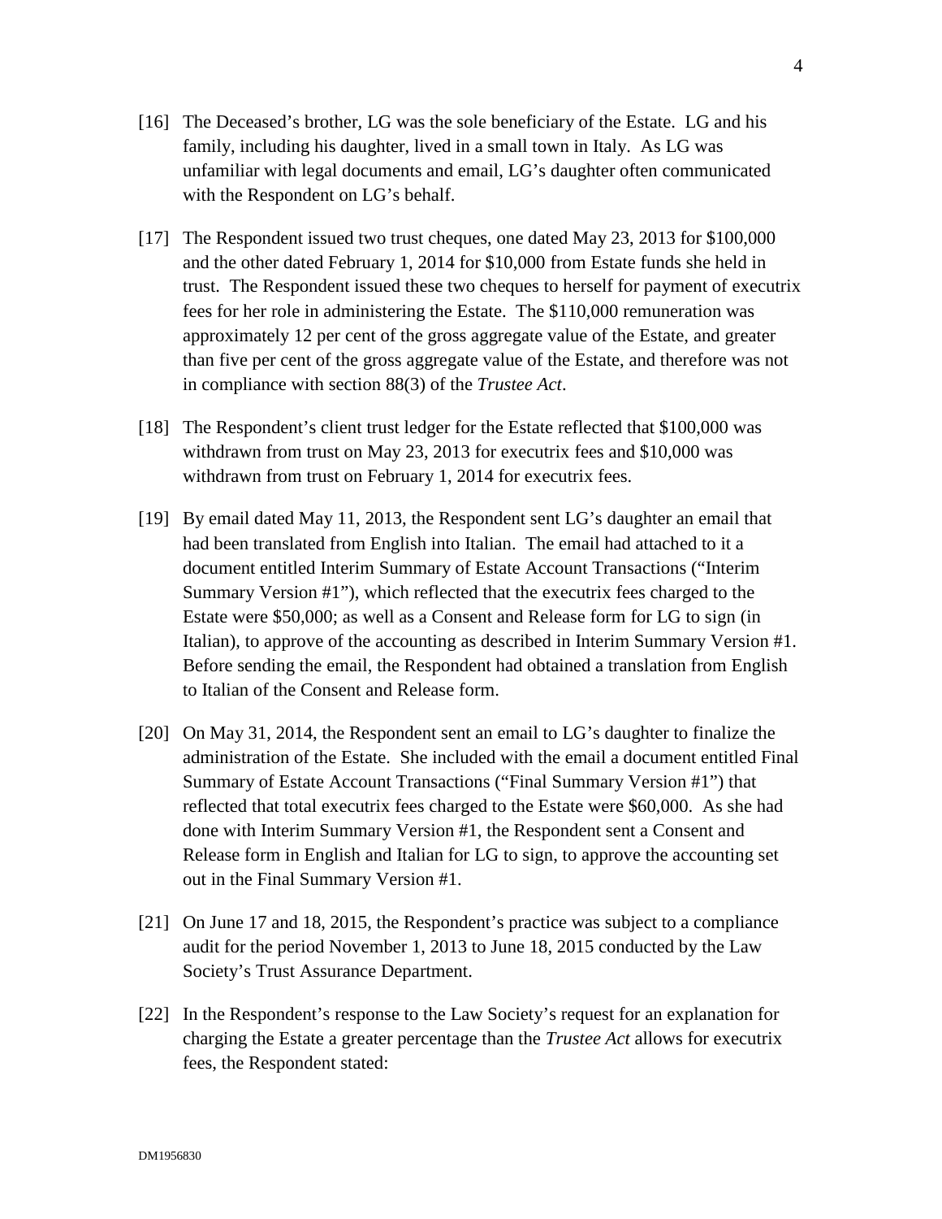[16] The Deceased's brother, LG was the sole beneficiary of the Estate. LG and his family, including his daughter, lived in a small town in Italy. As LG was unfamiliar with legal documents and email, LG's daughter often communicated with the Respondent on LG's behalf.

[17] The Respondent issued two trust cheques, one dated May 23, 2013 for $100,000 and the other dated February 1, 2014 for $10,000 from Estate funds she held in trust. The Respondent issued these two cheques to herself for payment of executrix fees for her role in administering the Estate. The $110,000 remuneration was approximately 12 per cent of the gross aggregate value of the Estate, and greater than five per cent of the gross aggregate value of the Estate, and therefore was not in compliance with section 88(3) of the *Trustee Act*.

[18] The Respondent's client trust ledger for the Estate reflected that $100,000 was withdrawn from trust on May 23, 2013 for executrix fees and $10,000 was withdrawn from trust on February 1, 2014 for executrix fees.

[19] By email dated May 11, 2013, the Respondent sent LG's daughter an email that had been translated from English into Italian. The email had attached to it a document entitled Interim Summary of Estate Account Transactions ("Interim Summary Version #1"), which reflected that the executrix fees charged to the Estate were $50,000; as well as a Consent and Release form for LG to sign (in Italian), to approve of the accounting as described in Interim Summary Version #1. Before sending the email, the Respondent had obtained a translation from English to Italian of the Consent and Release form.

[20] On May 31, 2014, the Respondent sent an email to LG's daughter to finalize the administration of the Estate. She included with the email a document entitled Final Summary of Estate Account Transactions ("Final Summary Version #1") that reflected that total executrix fees charged to the Estate were $60,000. As she had done with Interim Summary Version #1, the Respondent sent a Consent and Release form in English and Italian for LG to sign, to approve the accounting set out in the Final Summary Version #1.

[21] On June 17 and 18, 2015, the Respondent's practice was subject to a compliance audit for the period November 1, 2013 to June 18, 2015 conducted by the Law Society's Trust Assurance Department.

[22] In the Respondent's response to the Law Society's request for an explanation for charging the Estate a greater percentage than the *Trustee Act* allows for executrix fees, the Respondent stated: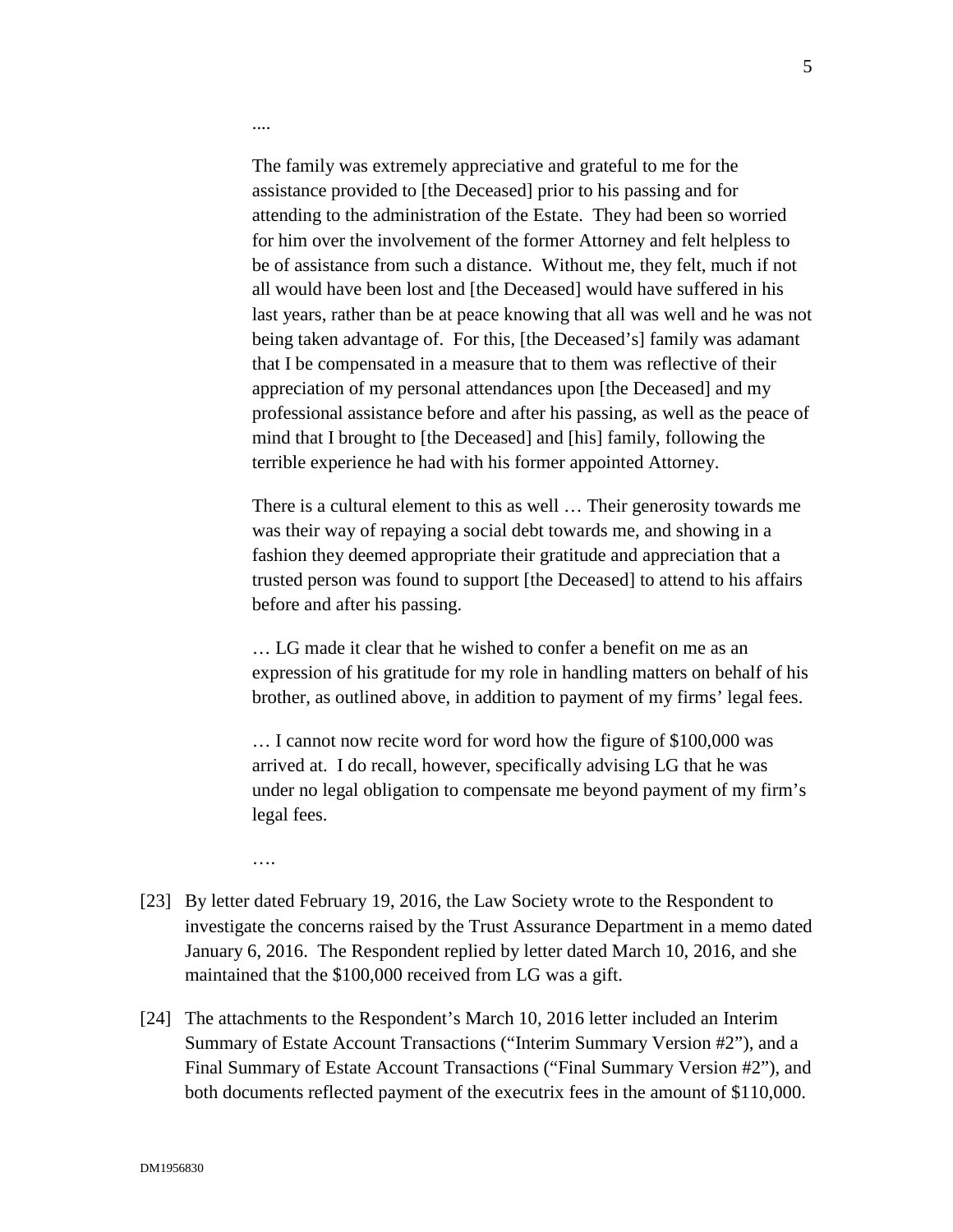....

> The family was extremely appreciative and grateful to me for the assistance provided to [the Deceased] prior to his passing and for attending to the administration of the Estate. They had been so worried for him over the involvement of the former Attorney and felt helpless to be of assistance from such a distance. Without me, they felt, much if not all would have been lost and [the Deceased] would have suffered in his last years, rather than be at peace knowing that all was well and he was not being taken advantage of. For this, [the Deceased's] family was adamant that I be compensated in a measure that to them was reflective of their appreciation of my personal attendances upon [the Deceased] and my professional assistance before and after his passing, as well as the peace of mind that I brought to [the Deceased] and [his] family, following the terrible experience he had with his former appointed Attorney.
>
> There is a cultural element to this as well … Their generosity towards me was their way of repaying a social debt towards me, and showing in a fashion they deemed appropriate their gratitude and appreciation that a trusted person was found to support [the Deceased] to attend to his affairs before and after his passing.
>
> … LG made it clear that he wished to confer a benefit on me as an expression of his gratitude for my role in handling matters on behalf of his brother, as outlined above, in addition to payment of my firms' legal fees.
>
> … I cannot now recite word for word how the figure of $100,000 was arrived at. I do recall, however, specifically advising LG that he was under no legal obligation to compensate me beyond payment of my firm's legal fees.

….

[23] By letter dated February 19, 2016, the Law Society wrote to the Respondent to investigate the concerns raised by the Trust Assurance Department in a memo dated January 6, 2016. The Respondent replied by letter dated March 10, 2016, and she maintained that the $100,000 received from LG was a gift.

[24] The attachments to the Respondent's March 10, 2016 letter included an Interim Summary of Estate Account Transactions ("Interim Summary Version #2"), and a Final Summary of Estate Account Transactions ("Final Summary Version #2"), and both documents reflected payment of the executrix fees in the amount of $110,000.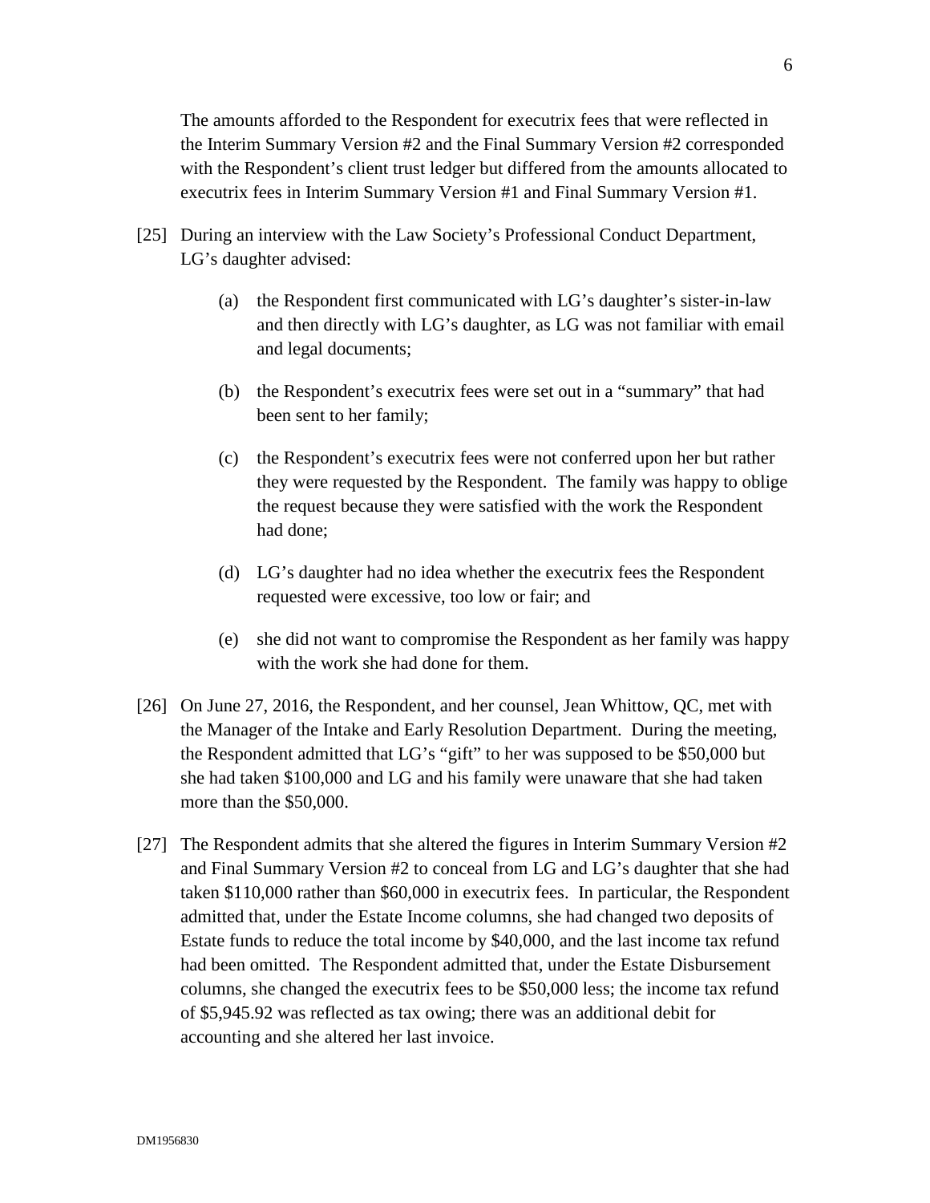The amounts afforded to the Respondent for executrix fees that were reflected in the Interim Summary Version #2 and the Final Summary Version #2 corresponded with the Respondent's client trust ledger but differed from the amounts allocated to executrix fees in Interim Summary Version #1 and Final Summary Version #1.

[25] During an interview with the Law Society's Professional Conduct Department, LG's daughter advised:

(a) the Respondent first communicated with LG's daughter's sister-in-law and then directly with LG's daughter, as LG was not familiar with email and legal documents;

(b) the Respondent's executrix fees were set out in a "summary" that had been sent to her family;

(c) the Respondent's executrix fees were not conferred upon her but rather they were requested by the Respondent. The family was happy to oblige the request because they were satisfied with the work the Respondent had done;

(d) LG's daughter had no idea whether the executrix fees the Respondent requested were excessive, too low or fair; and

(e) she did not want to compromise the Respondent as her family was happy with the work she had done for them.

[26] On June 27, 2016, the Respondent, and her counsel, Jean Whittow, QC, met with the Manager of the Intake and Early Resolution Department. During the meeting, the Respondent admitted that LG's "gift" to her was supposed to be $50,000 but she had taken $100,000 and LG and his family were unaware that she had taken more than the $50,000.

[27] The Respondent admits that she altered the figures in Interim Summary Version #2 and Final Summary Version #2 to conceal from LG and LG's daughter that she had taken $110,000 rather than $60,000 in executrix fees. In particular, the Respondent admitted that, under the Estate Income columns, she had changed two deposits of Estate funds to reduce the total income by $40,000, and the last income tax refund had been omitted. The Respondent admitted that, under the Estate Disbursement columns, she changed the executrix fees to be $50,000 less; the income tax refund of $5,945.92 was reflected as tax owing; there was an additional debit for accounting and she altered her last invoice.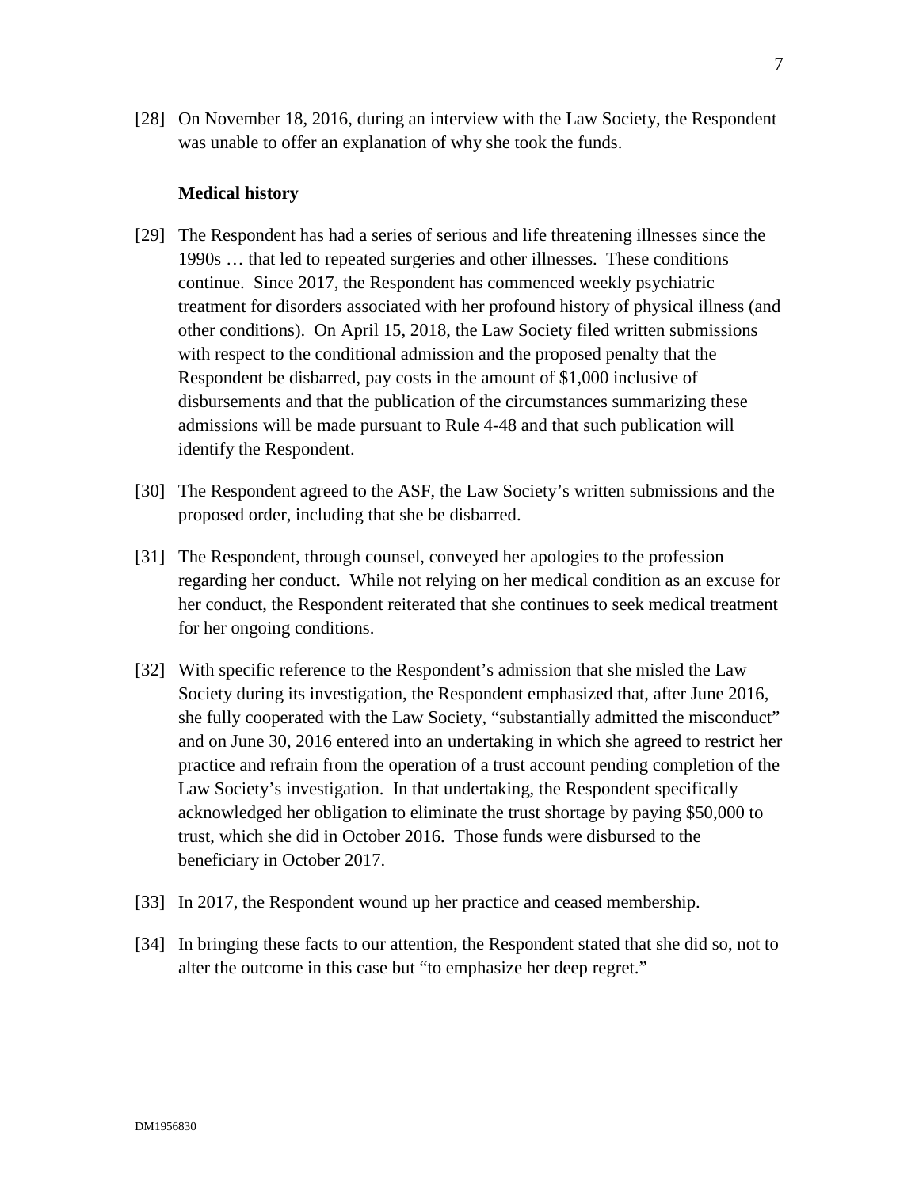[28] On November 18, 2016, during an interview with the Law Society, the Respondent was unable to offer an explanation of why she took the funds.

**Medical history**

[29] The Respondent has had a series of serious and life threatening illnesses since the 1990s … that led to repeated surgeries and other illnesses. These conditions continue. Since 2017, the Respondent has commenced weekly psychiatric treatment for disorders associated with her profound history of physical illness (and other conditions). On April 15, 2018, the Law Society filed written submissions with respect to the conditional admission and the proposed penalty that the Respondent be disbarred, pay costs in the amount of $1,000 inclusive of disbursements and that the publication of the circumstances summarizing these admissions will be made pursuant to Rule 4-48 and that such publication will identify the Respondent.

[30] The Respondent agreed to the ASF, the Law Society's written submissions and the proposed order, including that she be disbarred.

[31] The Respondent, through counsel, conveyed her apologies to the profession regarding her conduct. While not relying on her medical condition as an excuse for her conduct, the Respondent reiterated that she continues to seek medical treatment for her ongoing conditions.

[32] With specific reference to the Respondent's admission that she misled the Law Society during its investigation, the Respondent emphasized that, after June 2016, she fully cooperated with the Law Society, "substantially admitted the misconduct" and on June 30, 2016 entered into an undertaking in which she agreed to restrict her practice and refrain from the operation of a trust account pending completion of the Law Society's investigation. In that undertaking, the Respondent specifically acknowledged her obligation to eliminate the trust shortage by paying $50,000 to trust, which she did in October 2016. Those funds were disbursed to the beneficiary in October 2017.

[33] In 2017, the Respondent wound up her practice and ceased membership.

[34] In bringing these facts to our attention, the Respondent stated that she did so, not to alter the outcome in this case but "to emphasize her deep regret."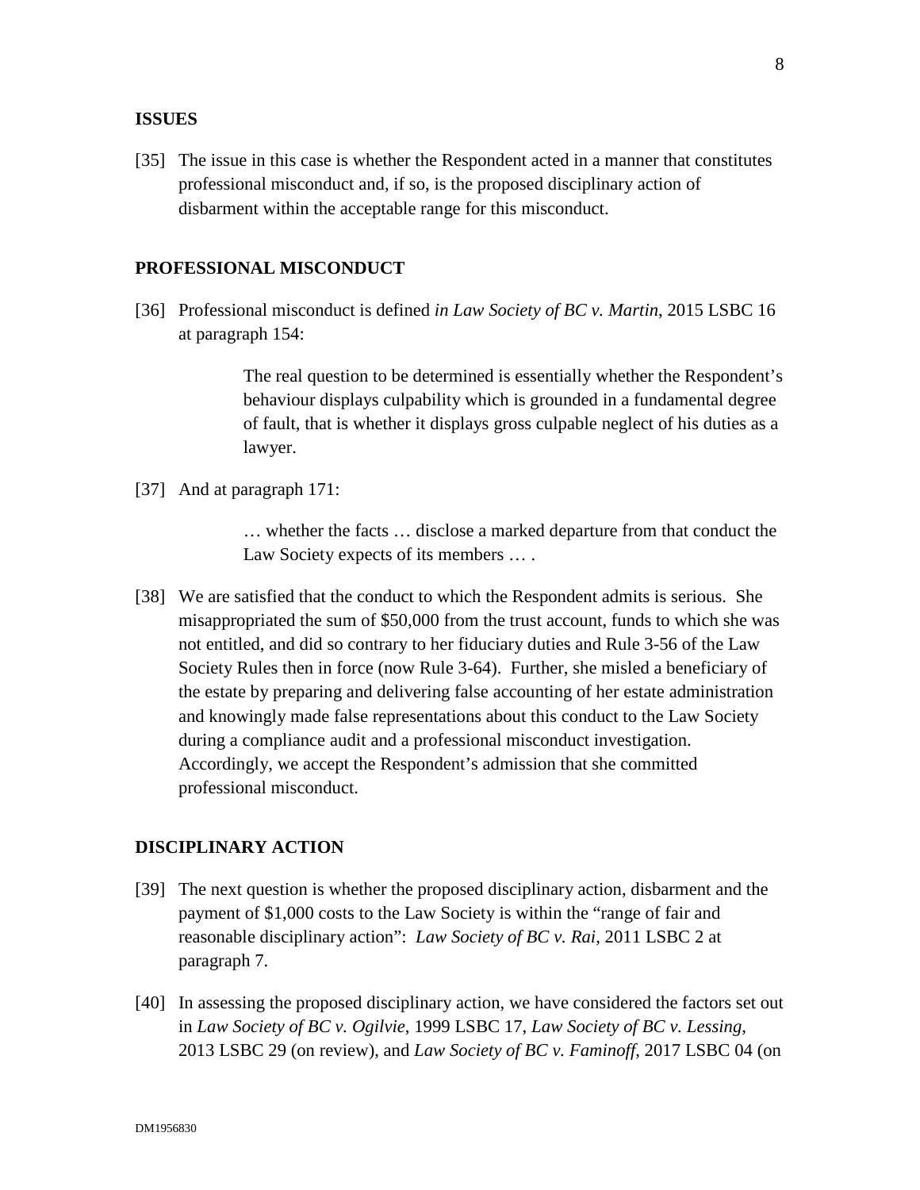## ISSUES

[35] The issue in this case is whether the Respondent acted in a manner that constitutes professional misconduct and, if so, is the proposed disciplinary action of disbarment within the acceptable range for this misconduct.

## PROFESSIONAL MISCONDUCT

[36] Professional misconduct is defined *in Law Society of BC v. Martin*, 2015 LSBC 16 at paragraph 154:

> The real question to be determined is essentially whether the Respondent's behaviour displays culpability which is grounded in a fundamental degree of fault, that is whether it displays gross culpable neglect of his duties as a lawyer.

[37] And at paragraph 171:

> … whether the facts … disclose a marked departure from that conduct the Law Society expects of its members … .

[38] We are satisfied that the conduct to which the Respondent admits is serious. She misappropriated the sum of $50,000 from the trust account, funds to which she was not entitled, and did so contrary to her fiduciary duties and Rule 3-56 of the Law Society Rules then in force (now Rule 3-64). Further, she misled a beneficiary of the estate by preparing and delivering false accounting of her estate administration and knowingly made false representations about this conduct to the Law Society during a compliance audit and a professional misconduct investigation. Accordingly, we accept the Respondent's admission that she committed professional misconduct.

## DISCIPLINARY ACTION

[39] The next question is whether the proposed disciplinary action, disbarment and the payment of $1,000 costs to the Law Society is within the "range of fair and reasonable disciplinary action": *Law Society of BC v. Rai*, 2011 LSBC 2 at paragraph 7.

[40] In assessing the proposed disciplinary action, we have considered the factors set out in *Law Society of BC v. Ogilvie*, 1999 LSBC 17, *Law Society of BC v. Lessing*, 2013 LSBC 29 (on review), and *Law Society of BC v. Faminoff*, 2017 LSBC 04 (on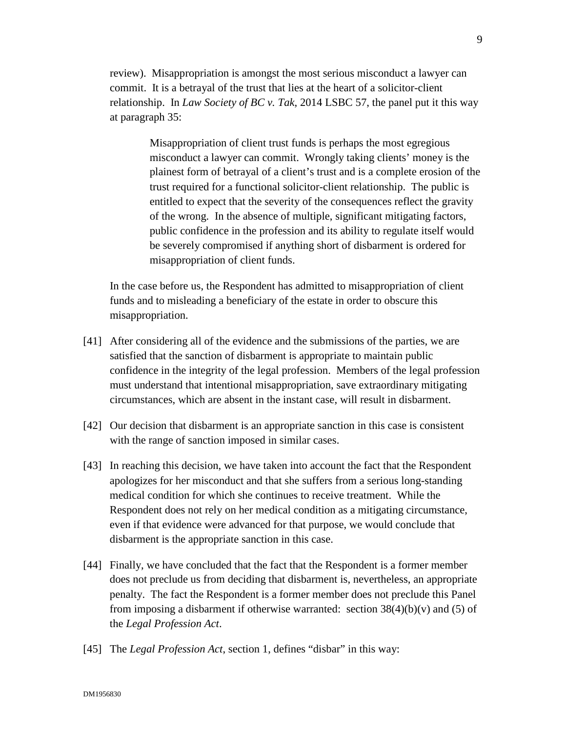review). Misappropriation is amongst the most serious misconduct a lawyer can commit. It is a betrayal of the trust that lies at the heart of a solicitor-client relationship. In *Law Society of BC v. Tak*, 2014 LSBC 57, the panel put it this way at paragraph 35:

> Misappropriation of client trust funds is perhaps the most egregious misconduct a lawyer can commit. Wrongly taking clients' money is the plainest form of betrayal of a client's trust and is a complete erosion of the trust required for a functional solicitor-client relationship. The public is entitled to expect that the severity of the consequences reflect the gravity of the wrong. In the absence of multiple, significant mitigating factors, public confidence in the profession and its ability to regulate itself would be severely compromised if anything short of disbarment is ordered for misappropriation of client funds.

In the case before us, the Respondent has admitted to misappropriation of client funds and to misleading a beneficiary of the estate in order to obscure this misappropriation.

[41] After considering all of the evidence and the submissions of the parties, we are satisfied that the sanction of disbarment is appropriate to maintain public confidence in the integrity of the legal profession. Members of the legal profession must understand that intentional misappropriation, save extraordinary mitigating circumstances, which are absent in the instant case, will result in disbarment.

[42] Our decision that disbarment is an appropriate sanction in this case is consistent with the range of sanction imposed in similar cases.

[43] In reaching this decision, we have taken into account the fact that the Respondent apologizes for her misconduct and that she suffers from a serious long-standing medical condition for which she continues to receive treatment. While the Respondent does not rely on her medical condition as a mitigating circumstance, even if that evidence were advanced for that purpose, we would conclude that disbarment is the appropriate sanction in this case.

[44] Finally, we have concluded that the fact that the Respondent is a former member does not preclude us from deciding that disbarment is, nevertheless, an appropriate penalty. The fact the Respondent is a former member does not preclude this Panel from imposing a disbarment if otherwise warranted: section 38(4)(b)(v) and (5) of the *Legal Profession Act*.

[45] The *Legal Profession Act*, section 1, defines "disbar" in this way: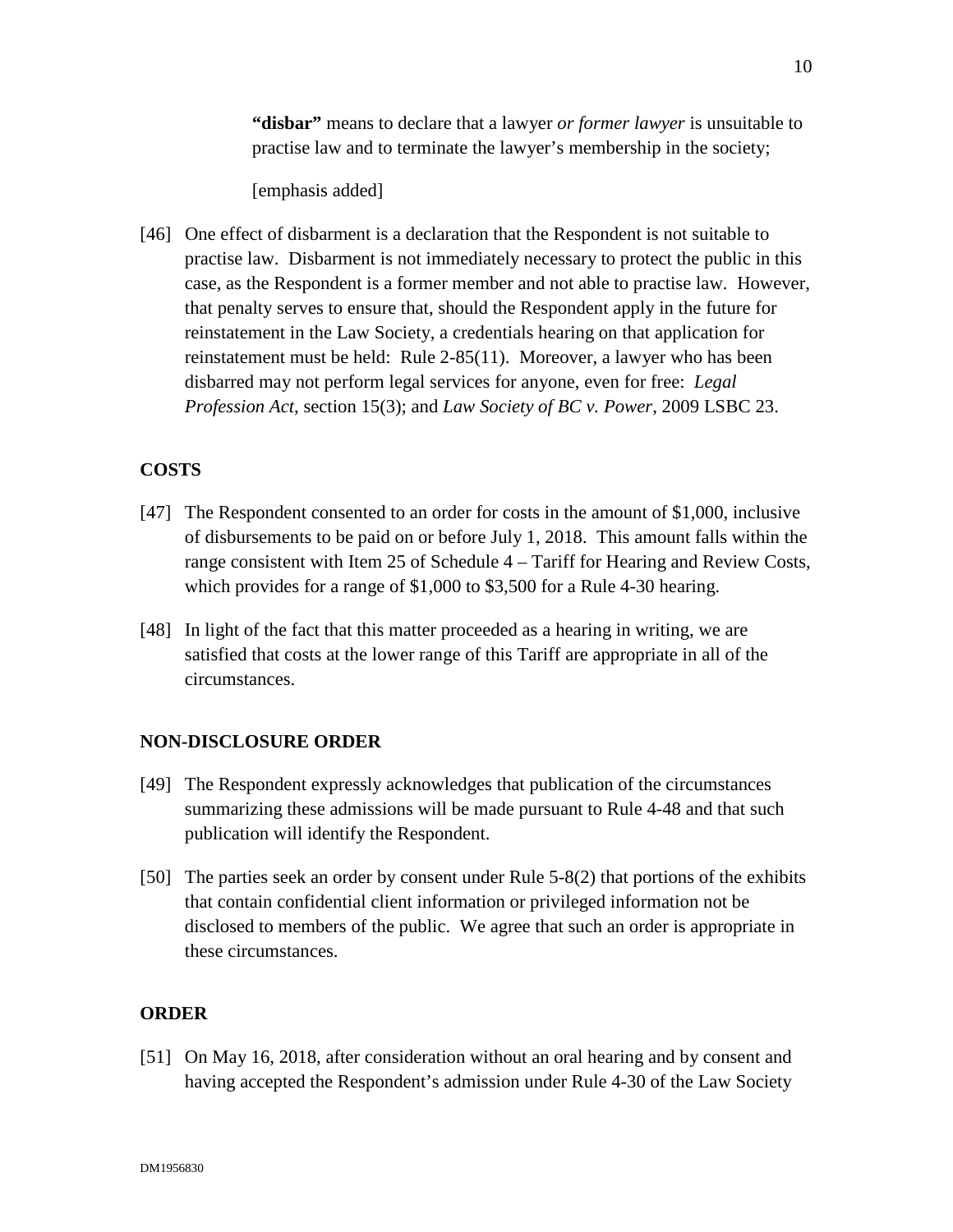> **"disbar"** means to declare that a lawyer *or former lawyer* is unsuitable to practise law and to terminate the lawyer's membership in the society;
>
> [emphasis added]

[46] One effect of disbarment is a declaration that the Respondent is not suitable to practise law. Disbarment is not immediately necessary to protect the public in this case, as the Respondent is a former member and not able to practise law. However, that penalty serves to ensure that, should the Respondent apply in the future for reinstatement in the Law Society, a credentials hearing on that application for reinstatement must be held: Rule 2-85(11). Moreover, a lawyer who has been disbarred may not perform legal services for anyone, even for free: *Legal Profession Act*, section 15(3); and *Law Society of BC v. Power*, 2009 LSBC 23.

## COSTS

[47] The Respondent consented to an order for costs in the amount of $1,000, inclusive of disbursements to be paid on or before July 1, 2018. This amount falls within the range consistent with Item 25 of Schedule 4 – Tariff for Hearing and Review Costs, which provides for a range of $1,000 to $3,500 for a Rule 4-30 hearing.

[48] In light of the fact that this matter proceeded as a hearing in writing, we are satisfied that costs at the lower range of this Tariff are appropriate in all of the circumstances.

## NON-DISCLOSURE ORDER

[49] The Respondent expressly acknowledges that publication of the circumstances summarizing these admissions will be made pursuant to Rule 4-48 and that such publication will identify the Respondent.

[50] The parties seek an order by consent under Rule 5-8(2) that portions of the exhibits that contain confidential client information or privileged information not be disclosed to members of the public. We agree that such an order is appropriate in these circumstances.

## ORDER

[51] On May 16, 2018, after consideration without an oral hearing and by consent and having accepted the Respondent's admission under Rule 4-30 of the Law Society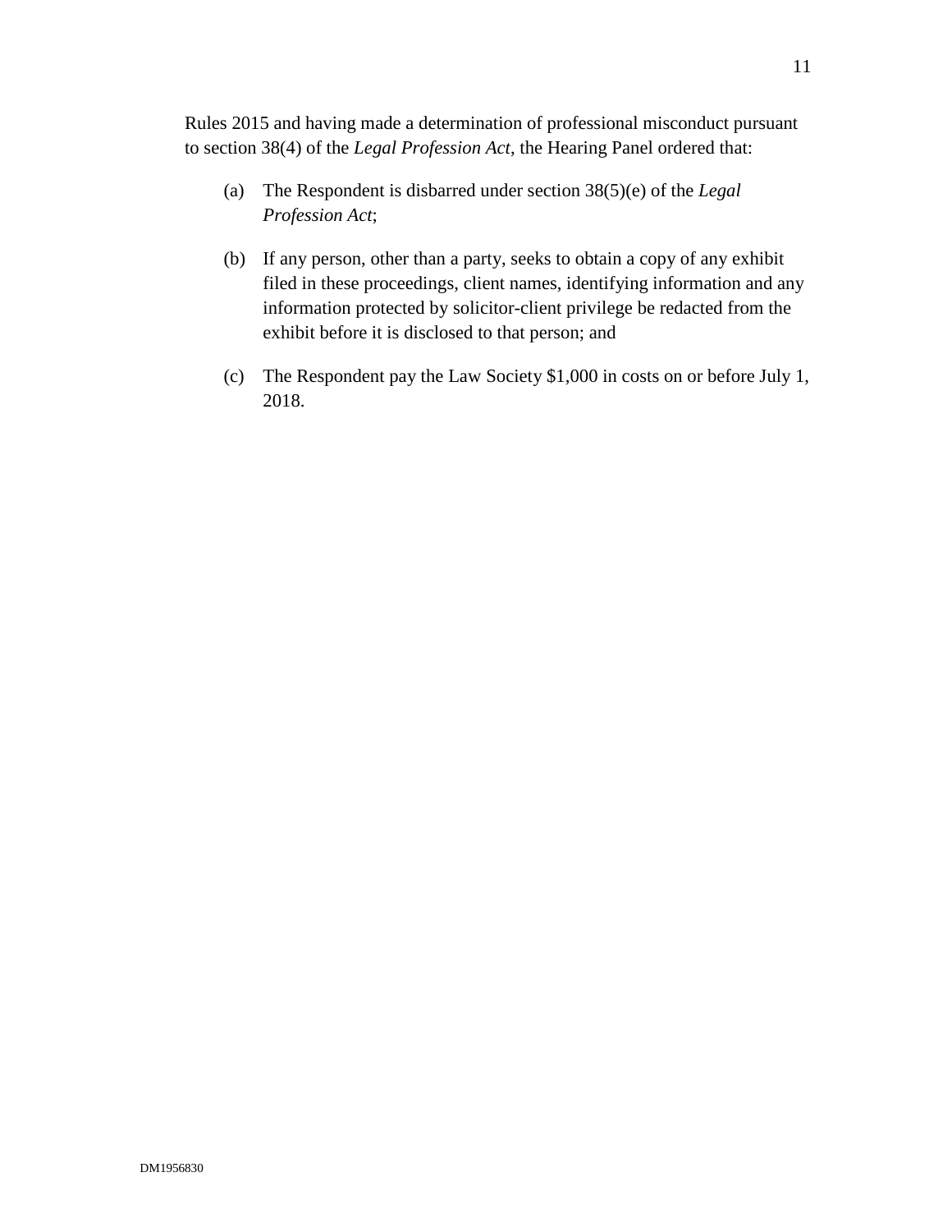Rules 2015 and having made a determination of professional misconduct pursuant to section 38(4) of the *Legal Profession Act*, the Hearing Panel ordered that:

(a) The Respondent is disbarred under section 38(5)(e) of the *Legal Profession Act*;

(b) If any person, other than a party, seeks to obtain a copy of any exhibit filed in these proceedings, client names, identifying information and any information protected by solicitor-client privilege be redacted from the exhibit before it is disclosed to that person; and

(c) The Respondent pay the Law Society $1,000 in costs on or before July 1, 2018.

DM1956830